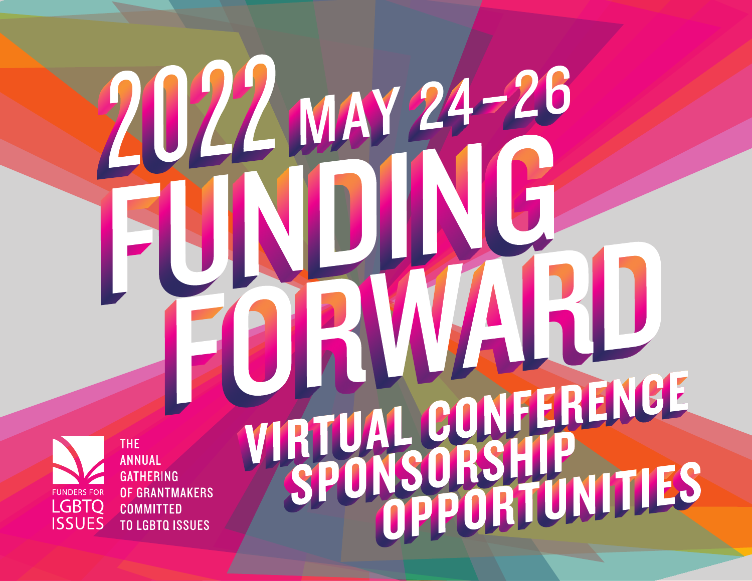# 2022 MAY 24–26

# FUNDING FORWARD

## VIRTUAL CONFERENCE SPONSORSHIP OPPORTUNITIES

FUNDERS FOR LGBTQ ISSUES

THE ANNUAL GATHERING OF GRANTMAKERS COMMITTED TO LGBTQ ISSUES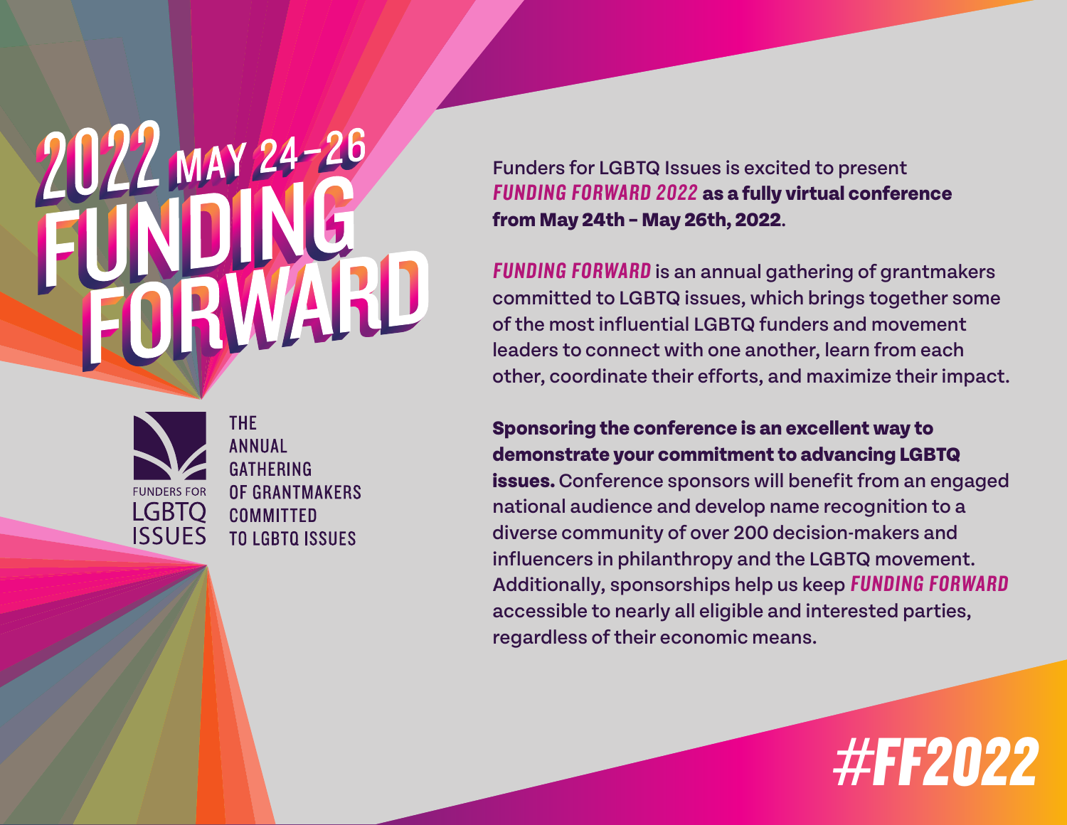# 2022 MAY 24–26 FUNDING FORWARD

FUNDERS FOR LGBTQ ISSUES

THE ANNUAL GATHERING OF GRANTMAKERS COMMITTED TO LGBTQ ISSUES

Funders for LGBTQ Issues is excited to present ***FUNDING FORWARD 2022*** **as a fully virtual conference from May 24th – May 26th, 2022**.

***FUNDING FORWARD*** is an annual gathering of grantmakers committed to LGBTQ issues, which brings together some of the most influential LGBTQ funders and movement leaders to connect with one another, learn from each other, coordinate their efforts, and maximize their impact.

**Sponsoring the conference is an excellent way to demonstrate your commitment to advancing LGBTQ issues.** Conference sponsors will benefit from an engaged national audience and develop name recognition to a diverse community of over 200 decision-makers and influencers in philanthropy and the LGBTQ movement. Additionally, sponsorships help us keep ***FUNDING FORWARD*** accessible to nearly all eligible and interested parties, regardless of their economic means.

#FF2022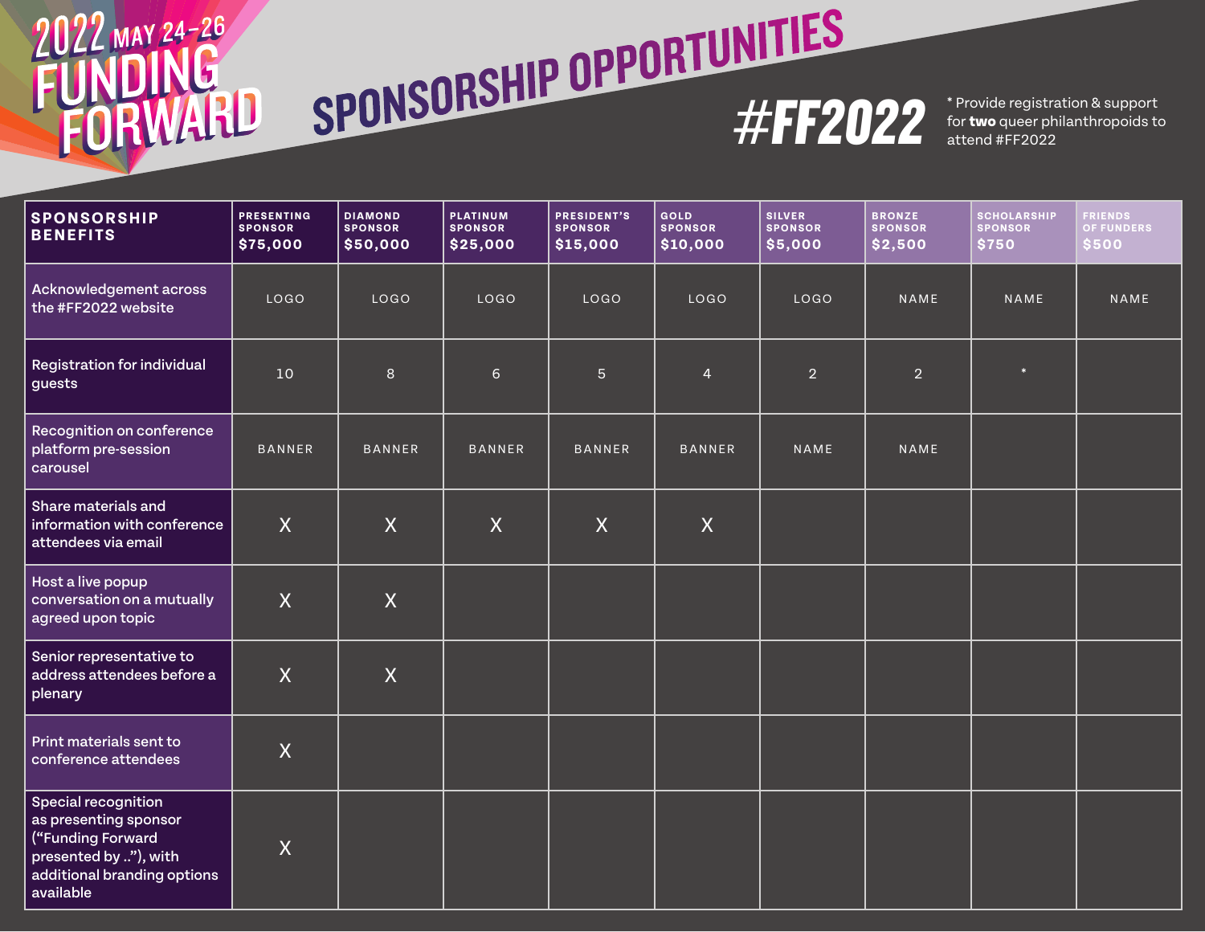# 2022 MAY 24–26 FUNDING FORWARD

## SPONSORSHIP OPPORTUNITIES

## #FF2022

* Provide registration & support for **two** queer philanthropoids to attend #FF2022

| SPONSORSHIP BENEFITS | PRESENTING SPONSOR $75,000 | DIAMOND SPONSOR $50,000 | PLATINUM SPONSOR $25,000 | PRESIDENT'S SPONSOR $15,000 | GOLD SPONSOR $10,000 | SILVER SPONSOR $5,000 | BRONZE SPONSOR $2,500 | SCHOLARSHIP SPONSOR $750 | FRIENDS OF FUNDERS $500 |
|---|---|---|---|---|---|---|---|---|---|
| Acknowledgement across the #FF2022 website | LOGO | LOGO | LOGO | LOGO | LOGO | LOGO | NAME | NAME | NAME |
| Registration for individual guests | 10 | 8 | 6 | 5 | 4 | 2 | 2 | * | |
| Recognition on conference platform pre-session carousel | BANNER | BANNER | BANNER | BANNER | BANNER | NAME | NAME | | |
| Share materials and information with conference attendees via email | X | X | X | X | X | | | | |
| Host a live popup conversation on a mutually agreed upon topic | X | X | | | | | | | |
| Senior representative to address attendees before a plenary | X | X | | | | | | | |
| Print materials sent to conference attendees | X | | | | | | | | |
| Special recognition as presenting sponsor ("Funding Forward presented by .."), with additional branding options available | X | | | | | | | | |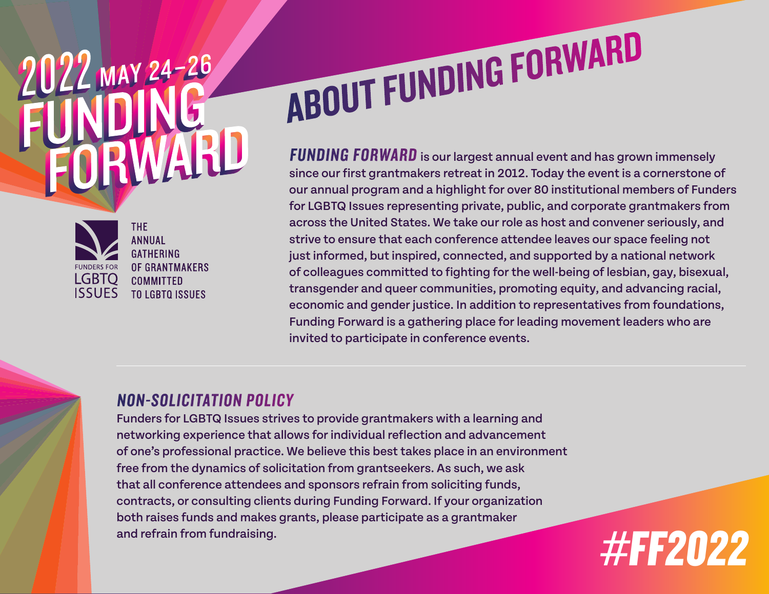# 2022 MAY 24–26 FUNDING FORWARD

FUNDERS FOR LGBTQ ISSUES

THE ANNUAL GATHERING OF GRANTMAKERS COMMITTED TO LGBTQ ISSUES

## ABOUT FUNDING FORWARD

***FUNDING FORWARD*** is our largest annual event and has grown immensely since our first grantmakers retreat in 2012. Today the event is a cornerstone of our annual program and a highlight for over 80 institutional members of Funders for LGBTQ Issues representing private, public, and corporate grantmakers from across the United States. We take our role as host and convener seriously, and strive to ensure that each conference attendee leaves our space feeling not just informed, but inspired, connected, and supported by a national network of colleagues committed to fighting for the well-being of lesbian, gay, bisexual, transgender and queer communities, promoting equity, and advancing racial, economic and gender justice. In addition to representatives from foundations, Funding Forward is a gathering place for leading movement leaders who are invited to participate in conference events.

### *NON-SOLICITATION POLICY*

Funders for LGBTQ Issues strives to provide grantmakers with a learning and networking experience that allows for individual reflection and advancement of one's professional practice. We believe this best takes place in an environment free from the dynamics of solicitation from grantseekers. As such, we ask that all conference attendees and sponsors refrain from soliciting funds, contracts, or consulting clients during Funding Forward. If your organization both raises funds and makes grants, please participate as a grantmaker and refrain from fundraising.

#FF2022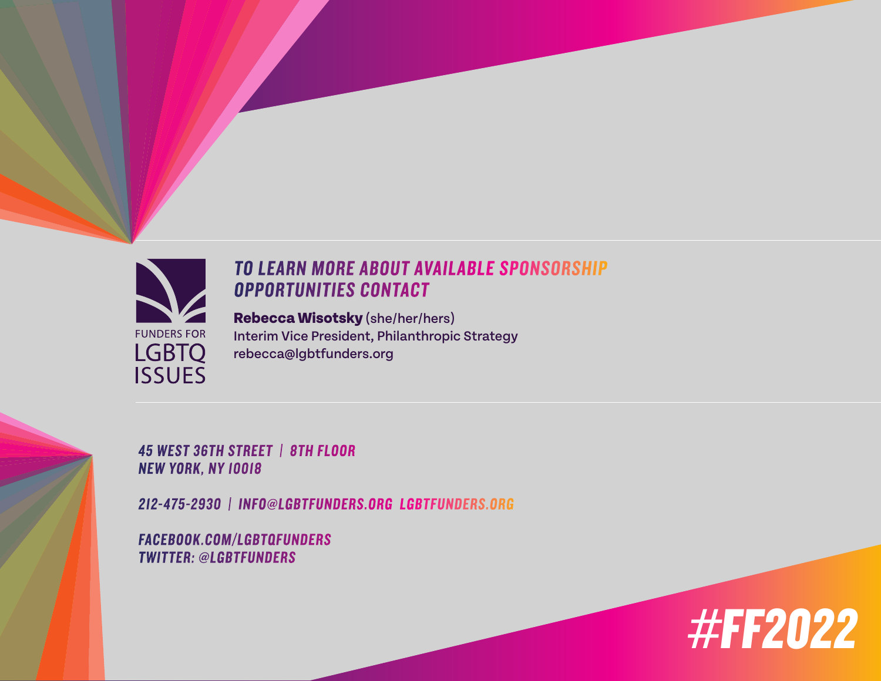FUNDERS FOR LGBTQ ISSUES

## TO LEARN MORE ABOUT AVAILABLE SPONSORSHIP OPPORTUNITIES CONTACT

**Rebecca Wisotsky** (she/her/hers)
Interim Vice President, Philanthropic Strategy
rebecca@lgbtfunders.org

45 WEST 36TH STREET | 8TH FLOOR
NEW YORK, NY 10018

212-475-2930 | INFO@LGBTFUNDERS.ORG LGBTFUNDERS.ORG

FACEBOOK.COM/LGBTQFUNDERS
TWITTER: @LGBTFUNDERS

#FF2022